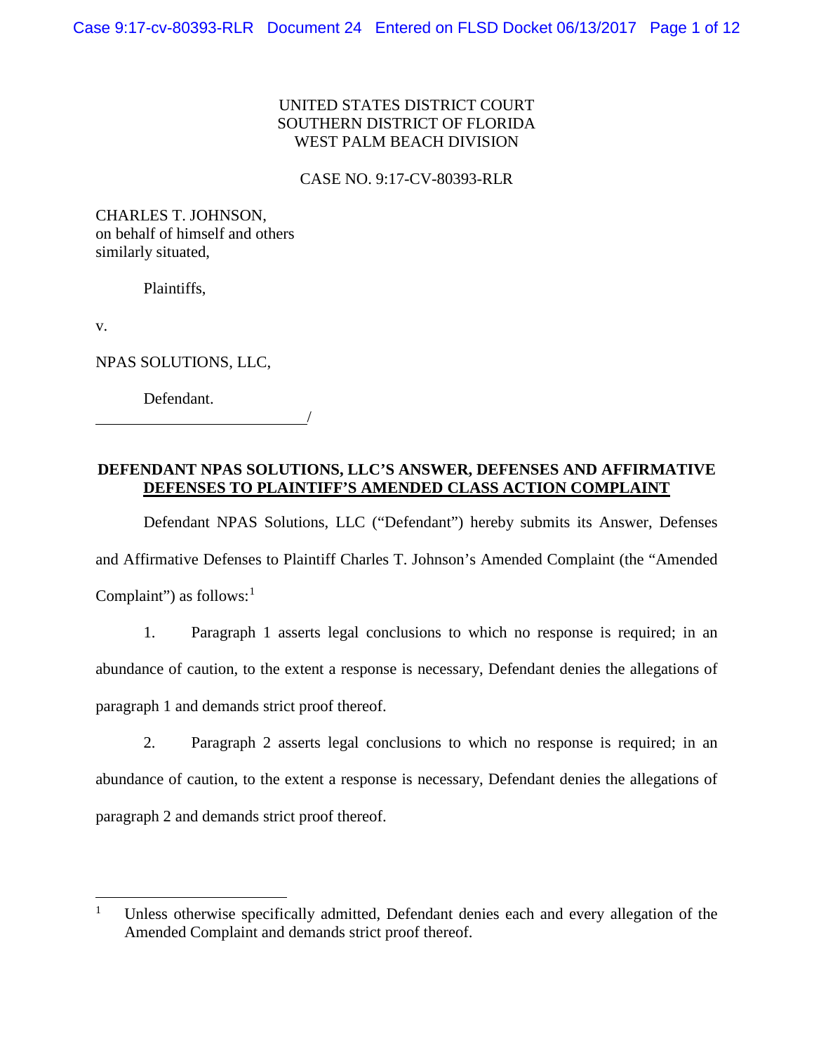UNITED STATES DISTRICT COURT
SOUTHERN DISTRICT OF FLORIDA
WEST PALM BEACH DIVISION

CASE NO. 9:17-CV-80393-RLR

CHARLES T. JOHNSON,
on behalf of himself and others
similarly situated,

Plaintiffs,

v.

NPAS SOLUTIONS, LLC,

Defendant.
\_\_\_\_\_\_\_\_\_\_\_\_\_\_\_\_\_\_\_\_\_\_\_\_\_\_\_\_/

**DEFENDANT NPAS SOLUTIONS, LLC'S ANSWER, DEFENSES AND AFFIRMATIVE DEFENSES TO PLAINTIFF'S AMENDED CLASS ACTION COMPLAINT**

Defendant NPAS Solutions, LLC ("Defendant") hereby submits its Answer, Defenses and Affirmative Defenses to Plaintiff Charles T. Johnson's Amended Complaint (the "Amended Complaint") as follows:[1]

1. Paragraph 1 asserts legal conclusions to which no response is required; in an abundance of caution, to the extent a response is necessary, Defendant denies the allegations of paragraph 1 and demands strict proof thereof.

2. Paragraph 2 asserts legal conclusions to which no response is required; in an abundance of caution, to the extent a response is necessary, Defendant denies the allegations of paragraph 2 and demands strict proof thereof.

[1] Unless otherwise specifically admitted, Defendant denies each and every allegation of the Amended Complaint and demands strict proof thereof.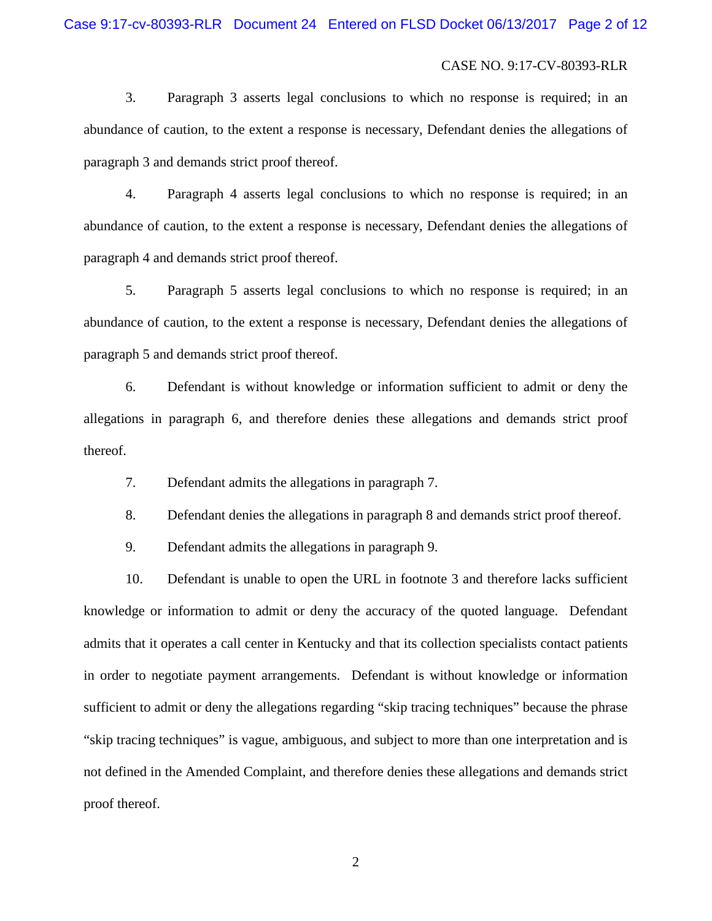CASE NO. 9:17-CV-80393-RLR

3. Paragraph 3 asserts legal conclusions to which no response is required; in an abundance of caution, to the extent a response is necessary, Defendant denies the allegations of paragraph 3 and demands strict proof thereof.

4. Paragraph 4 asserts legal conclusions to which no response is required; in an abundance of caution, to the extent a response is necessary, Defendant denies the allegations of paragraph 4 and demands strict proof thereof.

5. Paragraph 5 asserts legal conclusions to which no response is required; in an abundance of caution, to the extent a response is necessary, Defendant denies the allegations of paragraph 5 and demands strict proof thereof.

6. Defendant is without knowledge or information sufficient to admit or deny the allegations in paragraph 6, and therefore denies these allegations and demands strict proof thereof.

7. Defendant admits the allegations in paragraph 7.

8. Defendant denies the allegations in paragraph 8 and demands strict proof thereof.

9. Defendant admits the allegations in paragraph 9.

10. Defendant is unable to open the URL in footnote 3 and therefore lacks sufficient knowledge or information to admit or deny the accuracy of the quoted language. Defendant admits that it operates a call center in Kentucky and that its collection specialists contact patients in order to negotiate payment arrangements. Defendant is without knowledge or information sufficient to admit or deny the allegations regarding "skip tracing techniques" because the phrase "skip tracing techniques" is vague, ambiguous, and subject to more than one interpretation and is not defined in the Amended Complaint, and therefore denies these allegations and demands strict proof thereof.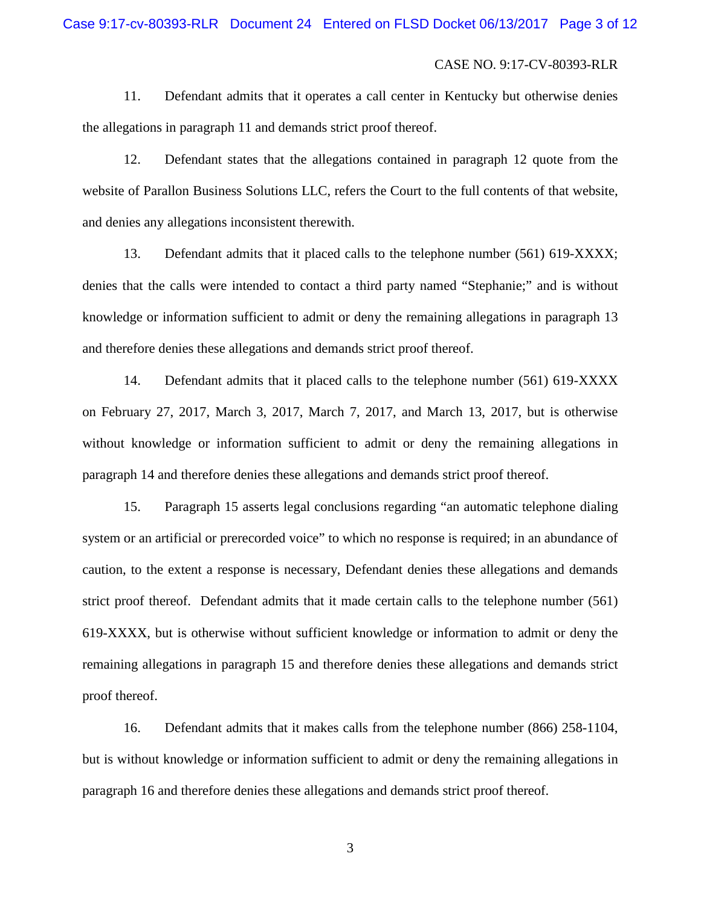11. Defendant admits that it operates a call center in Kentucky but otherwise denies the allegations in paragraph 11 and demands strict proof thereof.

12. Defendant states that the allegations contained in paragraph 12 quote from the website of Parallon Business Solutions LLC, refers the Court to the full contents of that website, and denies any allegations inconsistent therewith.

13. Defendant admits that it placed calls to the telephone number (561) 619-XXXX; denies that the calls were intended to contact a third party named "Stephanie;" and is without knowledge or information sufficient to admit or deny the remaining allegations in paragraph 13 and therefore denies these allegations and demands strict proof thereof.

14. Defendant admits that it placed calls to the telephone number (561) 619-XXXX on February 27, 2017, March 3, 2017, March 7, 2017, and March 13, 2017, but is otherwise without knowledge or information sufficient to admit or deny the remaining allegations in paragraph 14 and therefore denies these allegations and demands strict proof thereof.

15. Paragraph 15 asserts legal conclusions regarding "an automatic telephone dialing system or an artificial or prerecorded voice" to which no response is required; in an abundance of caution, to the extent a response is necessary, Defendant denies these allegations and demands strict proof thereof. Defendant admits that it made certain calls to the telephone number (561) 619-XXXX, but is otherwise without sufficient knowledge or information to admit or deny the remaining allegations in paragraph 15 and therefore denies these allegations and demands strict proof thereof.

16. Defendant admits that it makes calls from the telephone number (866) 258-1104, but is without knowledge or information sufficient to admit or deny the remaining allegations in paragraph 16 and therefore denies these allegations and demands strict proof thereof.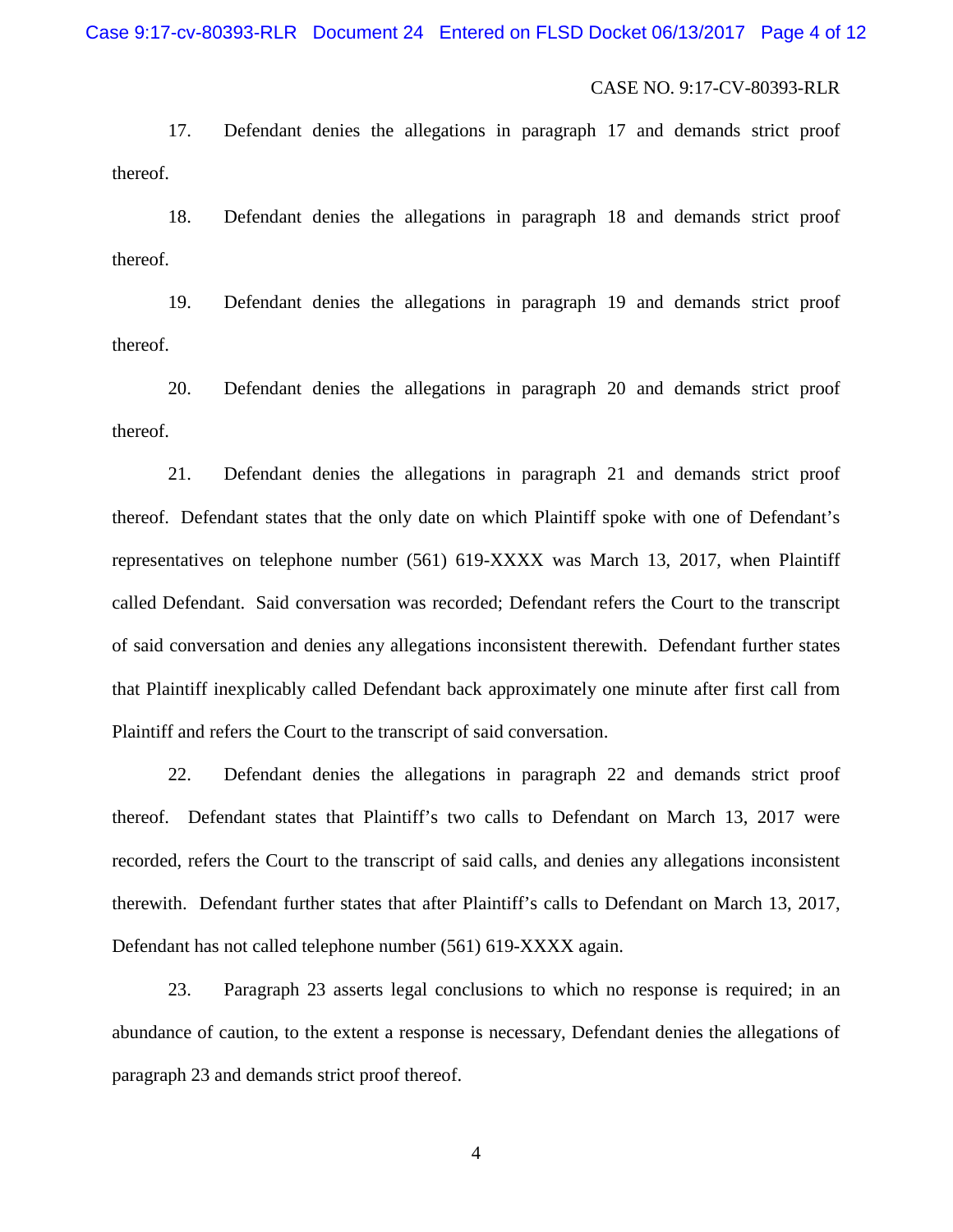CASE NO. 9:17-CV-80393-RLR

17. Defendant denies the allegations in paragraph 17 and demands strict proof thereof.

18. Defendant denies the allegations in paragraph 18 and demands strict proof thereof.

19. Defendant denies the allegations in paragraph 19 and demands strict proof thereof.

20. Defendant denies the allegations in paragraph 20 and demands strict proof thereof.

21. Defendant denies the allegations in paragraph 21 and demands strict proof thereof. Defendant states that the only date on which Plaintiff spoke with one of Defendant's representatives on telephone number (561) 619-XXXX was March 13, 2017, when Plaintiff called Defendant. Said conversation was recorded; Defendant refers the Court to the transcript of said conversation and denies any allegations inconsistent therewith. Defendant further states that Plaintiff inexplicably called Defendant back approximately one minute after first call from Plaintiff and refers the Court to the transcript of said conversation.

22. Defendant denies the allegations in paragraph 22 and demands strict proof thereof. Defendant states that Plaintiff's two calls to Defendant on March 13, 2017 were recorded, refers the Court to the transcript of said calls, and denies any allegations inconsistent therewith. Defendant further states that after Plaintiff's calls to Defendant on March 13, 2017, Defendant has not called telephone number (561) 619-XXXX again.

23. Paragraph 23 asserts legal conclusions to which no response is required; in an abundance of caution, to the extent a response is necessary, Defendant denies the allegations of paragraph 23 and demands strict proof thereof.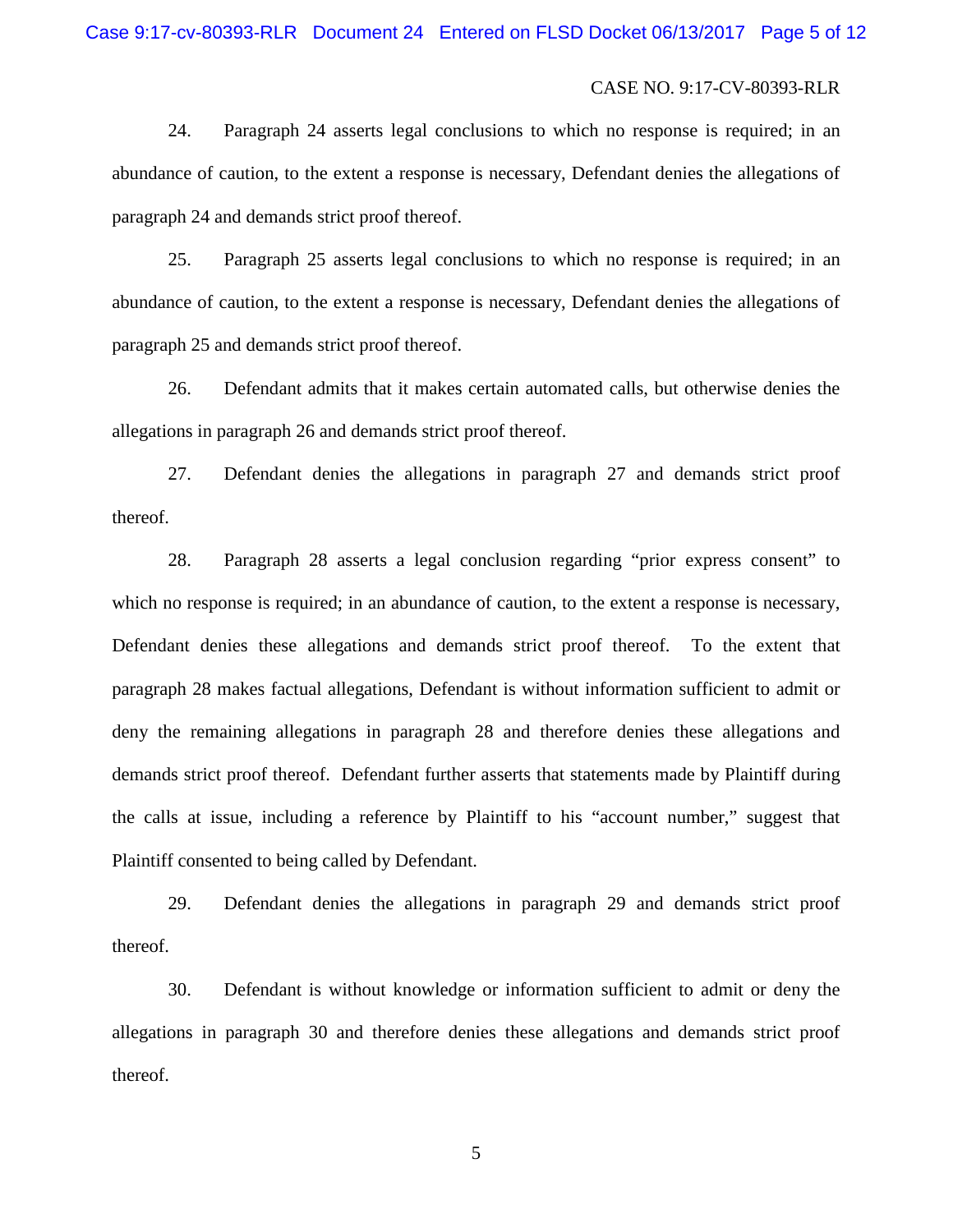24. Paragraph 24 asserts legal conclusions to which no response is required; in an abundance of caution, to the extent a response is necessary, Defendant denies the allegations of paragraph 24 and demands strict proof thereof.

25. Paragraph 25 asserts legal conclusions to which no response is required; in an abundance of caution, to the extent a response is necessary, Defendant denies the allegations of paragraph 25 and demands strict proof thereof.

26. Defendant admits that it makes certain automated calls, but otherwise denies the allegations in paragraph 26 and demands strict proof thereof.

27. Defendant denies the allegations in paragraph 27 and demands strict proof thereof.

28. Paragraph 28 asserts a legal conclusion regarding "prior express consent" to which no response is required; in an abundance of caution, to the extent a response is necessary, Defendant denies these allegations and demands strict proof thereof. To the extent that paragraph 28 makes factual allegations, Defendant is without information sufficient to admit or deny the remaining allegations in paragraph 28 and therefore denies these allegations and demands strict proof thereof. Defendant further asserts that statements made by Plaintiff during the calls at issue, including a reference by Plaintiff to his "account number," suggest that Plaintiff consented to being called by Defendant.

29. Defendant denies the allegations in paragraph 29 and demands strict proof thereof.

30. Defendant is without knowledge or information sufficient to admit or deny the allegations in paragraph 30 and therefore denies these allegations and demands strict proof thereof.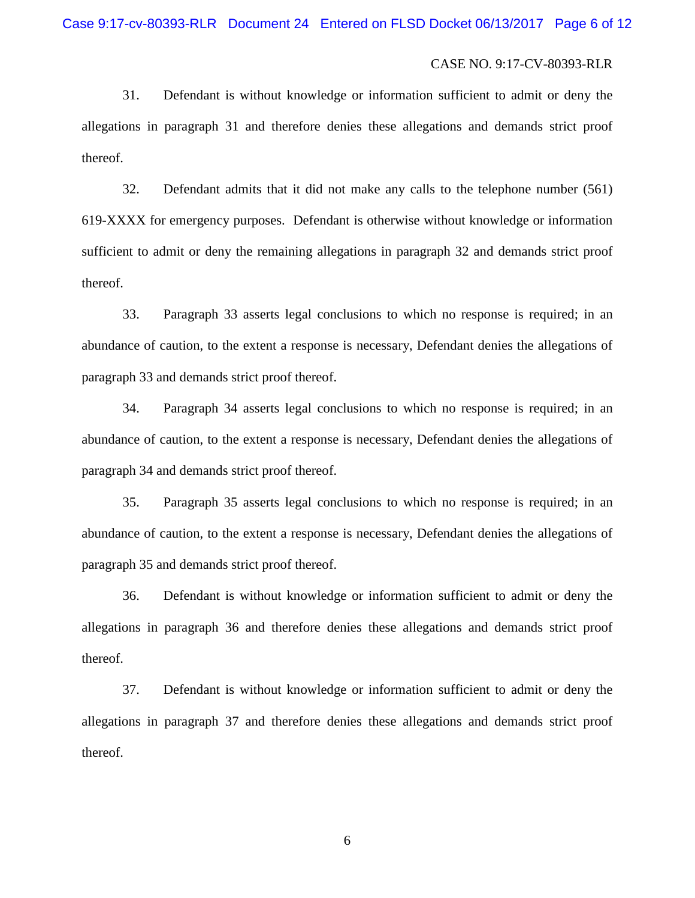CASE NO. 9:17-CV-80393-RLR

31. Defendant is without knowledge or information sufficient to admit or deny the allegations in paragraph 31 and therefore denies these allegations and demands strict proof thereof.

32. Defendant admits that it did not make any calls to the telephone number (561) 619-XXXX for emergency purposes. Defendant is otherwise without knowledge or information sufficient to admit or deny the remaining allegations in paragraph 32 and demands strict proof thereof.

33. Paragraph 33 asserts legal conclusions to which no response is required; in an abundance of caution, to the extent a response is necessary, Defendant denies the allegations of paragraph 33 and demands strict proof thereof.

34. Paragraph 34 asserts legal conclusions to which no response is required; in an abundance of caution, to the extent a response is necessary, Defendant denies the allegations of paragraph 34 and demands strict proof thereof.

35. Paragraph 35 asserts legal conclusions to which no response is required; in an abundance of caution, to the extent a response is necessary, Defendant denies the allegations of paragraph 35 and demands strict proof thereof.

36. Defendant is without knowledge or information sufficient to admit or deny the allegations in paragraph 36 and therefore denies these allegations and demands strict proof thereof.

37. Defendant is without knowledge or information sufficient to admit or deny the allegations in paragraph 37 and therefore denies these allegations and demands strict proof thereof.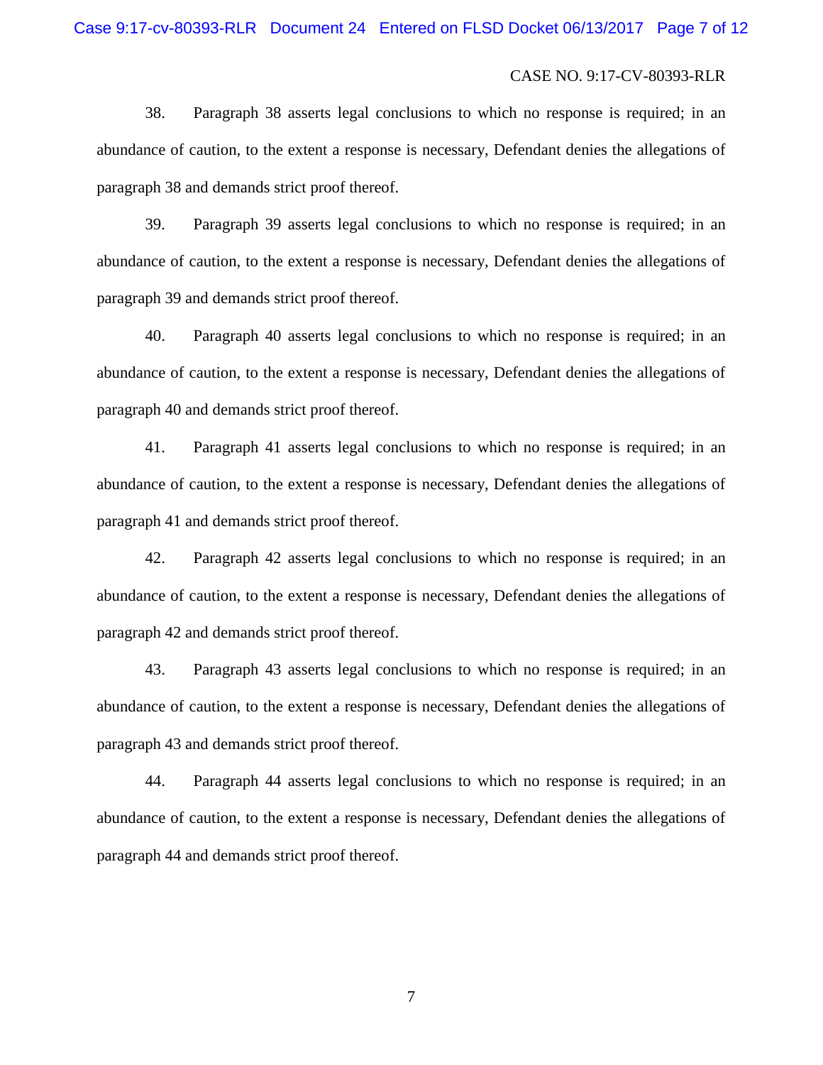38. Paragraph 38 asserts legal conclusions to which no response is required; in an abundance of caution, to the extent a response is necessary, Defendant denies the allegations of paragraph 38 and demands strict proof thereof.

39. Paragraph 39 asserts legal conclusions to which no response is required; in an abundance of caution, to the extent a response is necessary, Defendant denies the allegations of paragraph 39 and demands strict proof thereof.

40. Paragraph 40 asserts legal conclusions to which no response is required; in an abundance of caution, to the extent a response is necessary, Defendant denies the allegations of paragraph 40 and demands strict proof thereof.

41. Paragraph 41 asserts legal conclusions to which no response is required; in an abundance of caution, to the extent a response is necessary, Defendant denies the allegations of paragraph 41 and demands strict proof thereof.

42. Paragraph 42 asserts legal conclusions to which no response is required; in an abundance of caution, to the extent a response is necessary, Defendant denies the allegations of paragraph 42 and demands strict proof thereof.

43. Paragraph 43 asserts legal conclusions to which no response is required; in an abundance of caution, to the extent a response is necessary, Defendant denies the allegations of paragraph 43 and demands strict proof thereof.

44. Paragraph 44 asserts legal conclusions to which no response is required; in an abundance of caution, to the extent a response is necessary, Defendant denies the allegations of paragraph 44 and demands strict proof thereof.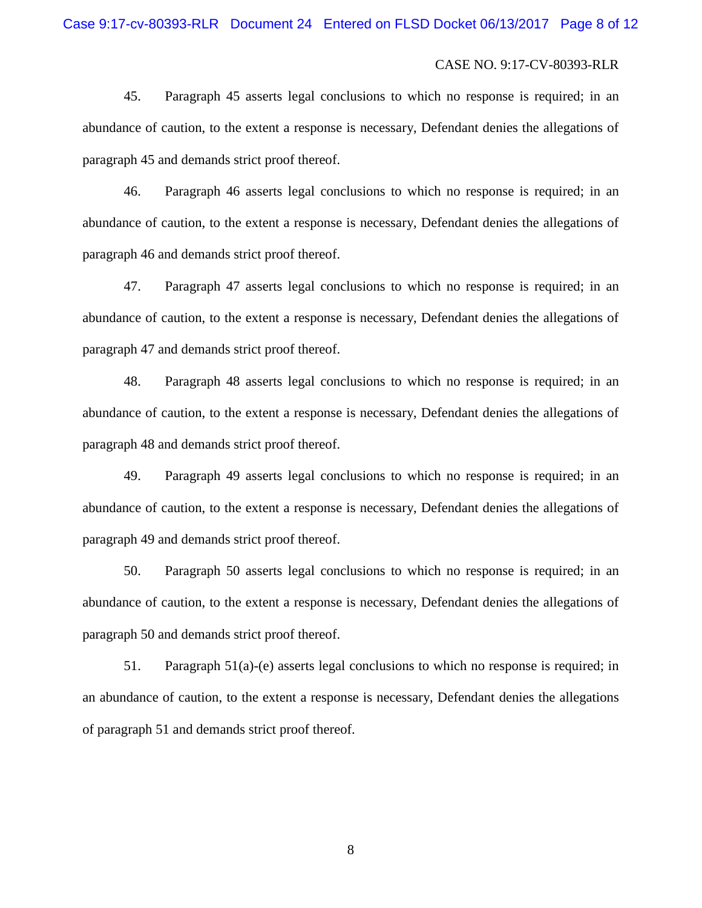45. Paragraph 45 asserts legal conclusions to which no response is required; in an abundance of caution, to the extent a response is necessary, Defendant denies the allegations of paragraph 45 and demands strict proof thereof.

46. Paragraph 46 asserts legal conclusions to which no response is required; in an abundance of caution, to the extent a response is necessary, Defendant denies the allegations of paragraph 46 and demands strict proof thereof.

47. Paragraph 47 asserts legal conclusions to which no response is required; in an abundance of caution, to the extent a response is necessary, Defendant denies the allegations of paragraph 47 and demands strict proof thereof.

48. Paragraph 48 asserts legal conclusions to which no response is required; in an abundance of caution, to the extent a response is necessary, Defendant denies the allegations of paragraph 48 and demands strict proof thereof.

49. Paragraph 49 asserts legal conclusions to which no response is required; in an abundance of caution, to the extent a response is necessary, Defendant denies the allegations of paragraph 49 and demands strict proof thereof.

50. Paragraph 50 asserts legal conclusions to which no response is required; in an abundance of caution, to the extent a response is necessary, Defendant denies the allegations of paragraph 50 and demands strict proof thereof.

51. Paragraph 51(a)-(e) asserts legal conclusions to which no response is required; in an abundance of caution, to the extent a response is necessary, Defendant denies the allegations of paragraph 51 and demands strict proof thereof.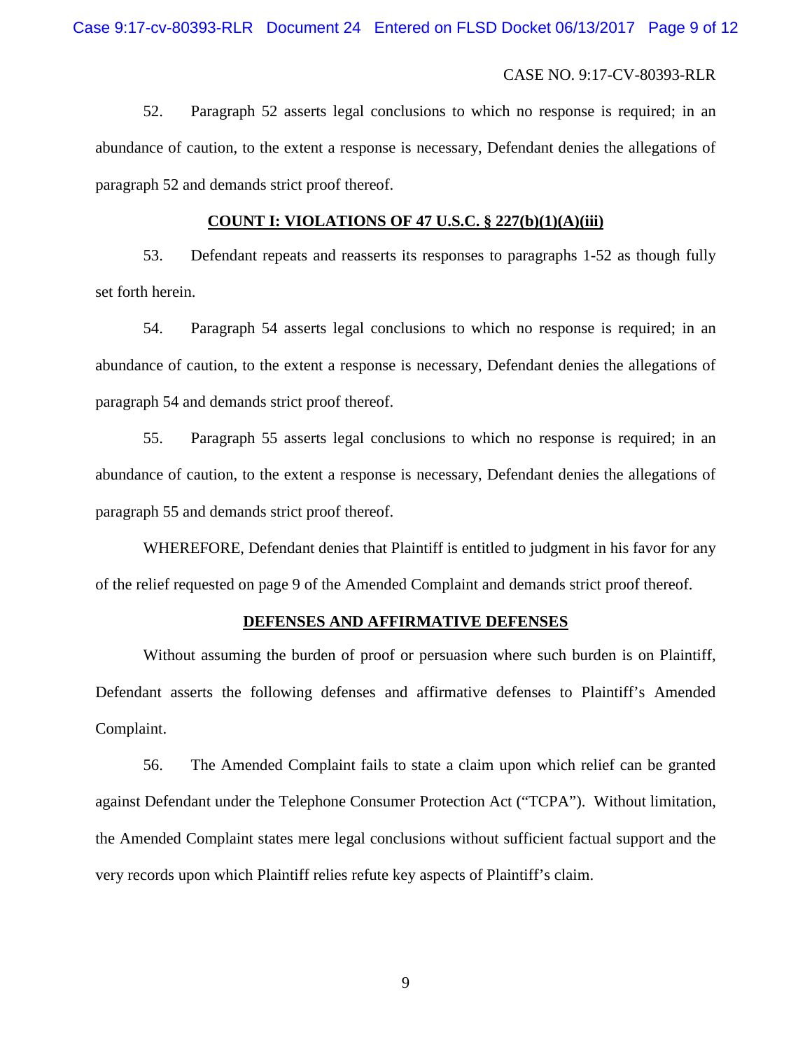52. Paragraph 52 asserts legal conclusions to which no response is required; in an abundance of caution, to the extent a response is necessary, Defendant denies the allegations of paragraph 52 and demands strict proof thereof.

**COUNT I: VIOLATIONS OF 47 U.S.C. § 227(b)(1)(A)(iii)**

53. Defendant repeats and reasserts its responses to paragraphs 1-52 as though fully set forth herein.

54. Paragraph 54 asserts legal conclusions to which no response is required; in an abundance of caution, to the extent a response is necessary, Defendant denies the allegations of paragraph 54 and demands strict proof thereof.

55. Paragraph 55 asserts legal conclusions to which no response is required; in an abundance of caution, to the extent a response is necessary, Defendant denies the allegations of paragraph 55 and demands strict proof thereof.

WHEREFORE, Defendant denies that Plaintiff is entitled to judgment in his favor for any of the relief requested on page 9 of the Amended Complaint and demands strict proof thereof.

**DEFENSES AND AFFIRMATIVE DEFENSES**

Without assuming the burden of proof or persuasion where such burden is on Plaintiff, Defendant asserts the following defenses and affirmative defenses to Plaintiff's Amended Complaint.

56. The Amended Complaint fails to state a claim upon which relief can be granted against Defendant under the Telephone Consumer Protection Act ("TCPA"). Without limitation, the Amended Complaint states mere legal conclusions without sufficient factual support and the very records upon which Plaintiff relies refute key aspects of Plaintiff's claim.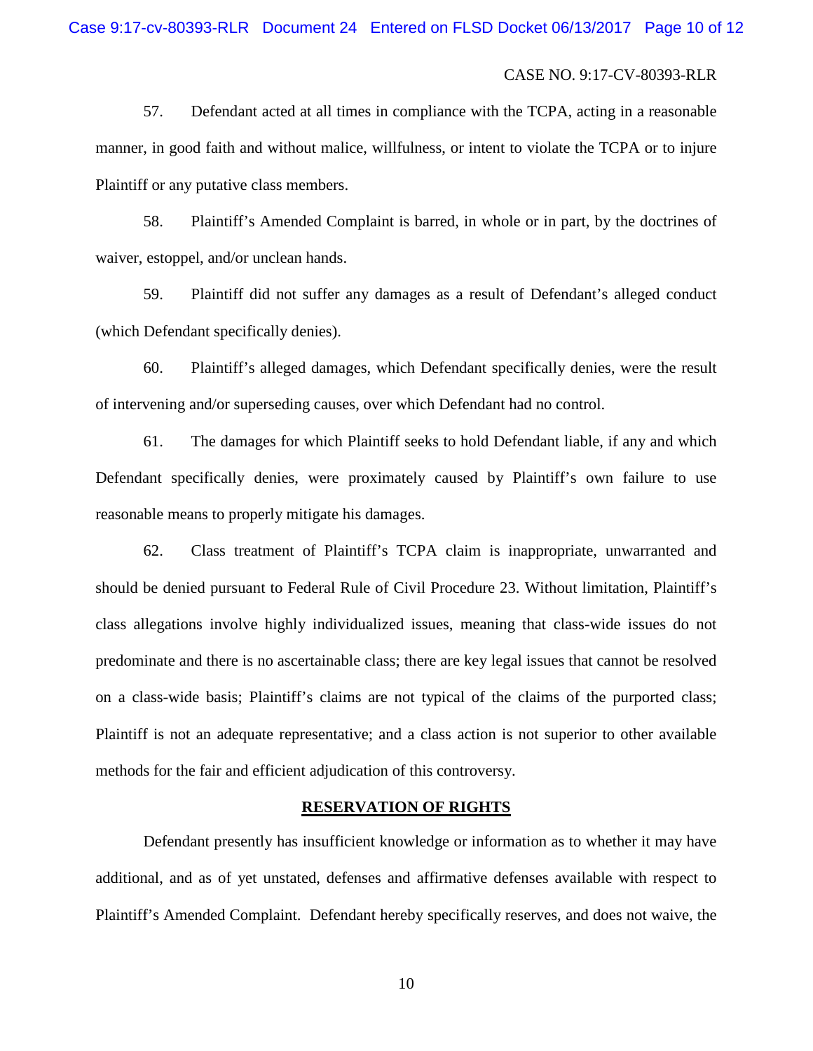57. Defendant acted at all times in compliance with the TCPA, acting in a reasonable manner, in good faith and without malice, willfulness, or intent to violate the TCPA or to injure Plaintiff or any putative class members.

58. Plaintiff's Amended Complaint is barred, in whole or in part, by the doctrines of waiver, estoppel, and/or unclean hands.

59. Plaintiff did not suffer any damages as a result of Defendant's alleged conduct (which Defendant specifically denies).

60. Plaintiff's alleged damages, which Defendant specifically denies, were the result of intervening and/or superseding causes, over which Defendant had no control.

61. The damages for which Plaintiff seeks to hold Defendant liable, if any and which Defendant specifically denies, were proximately caused by Plaintiff's own failure to use reasonable means to properly mitigate his damages.

62. Class treatment of Plaintiff's TCPA claim is inappropriate, unwarranted and should be denied pursuant to Federal Rule of Civil Procedure 23. Without limitation, Plaintiff's class allegations involve highly individualized issues, meaning that class-wide issues do not predominate and there is no ascertainable class; there are key legal issues that cannot be resolved on a class-wide basis; Plaintiff's claims are not typical of the claims of the purported class; Plaintiff is not an adequate representative; and a class action is not superior to other available methods for the fair and efficient adjudication of this controversy.

**RESERVATION OF RIGHTS**

Defendant presently has insufficient knowledge or information as to whether it may have additional, and as of yet unstated, defenses and affirmative defenses available with respect to Plaintiff's Amended Complaint. Defendant hereby specifically reserves, and does not waive, the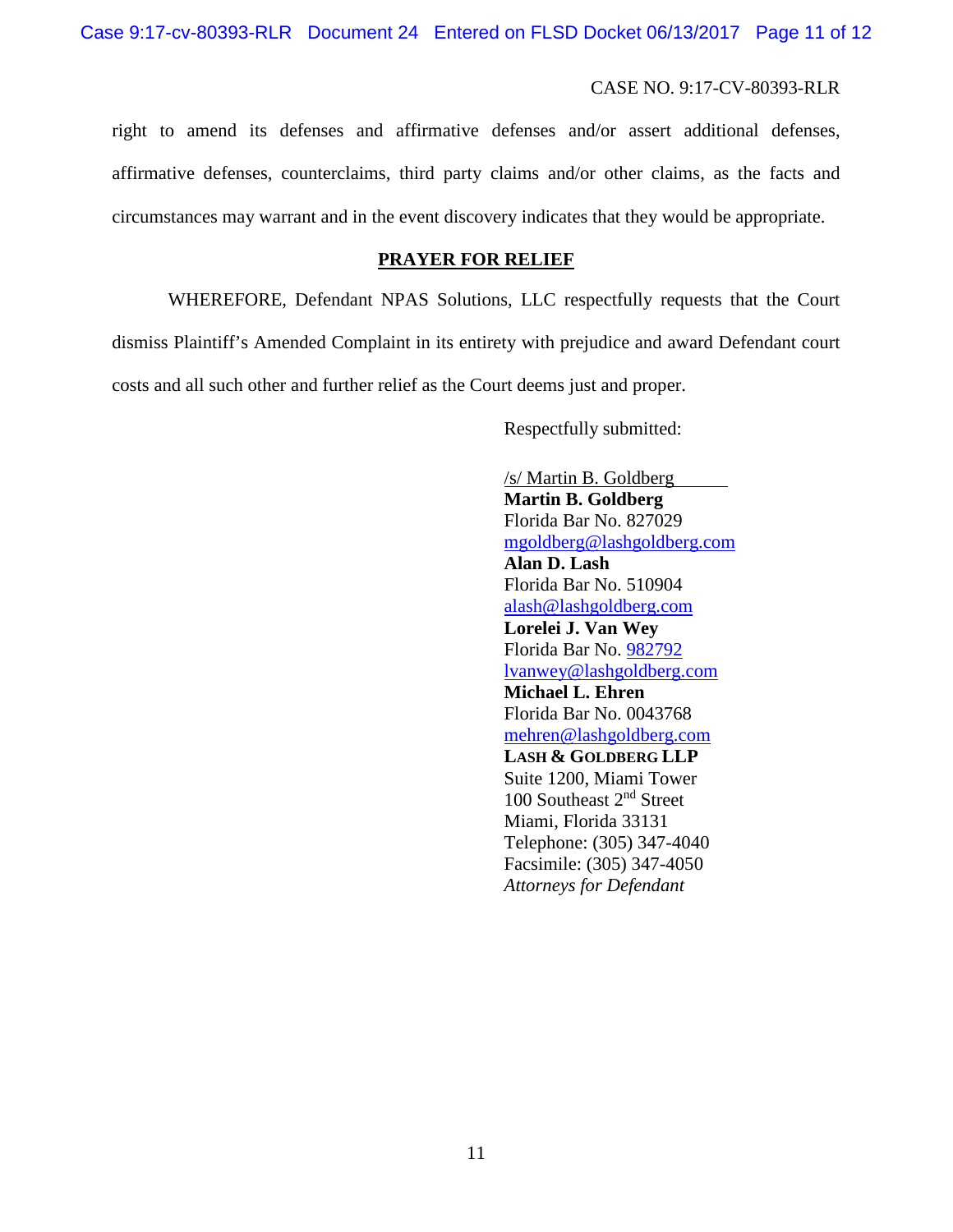right to amend its defenses and affirmative defenses and/or assert additional defenses, affirmative defenses, counterclaims, third party claims and/or other claims, as the facts and circumstances may warrant and in the event discovery indicates that they would be appropriate.

## PRAYER FOR RELIEF

WHEREFORE, Defendant NPAS Solutions, LLC respectfully requests that the Court dismiss Plaintiff's Amended Complaint in its entirety with prejudice and award Defendant court costs and all such other and further relief as the Court deems just and proper.

Respectfully submitted:

/s/ Martin B. Goldberg
**Martin B. Goldberg**
Florida Bar No. 827029
mgoldberg@lashgoldberg.com
**Alan D. Lash**
Florida Bar No. 510904
alash@lashgoldberg.com
**Lorelei J. Van Wey**
Florida Bar No. 982792
lvanwey@lashgoldberg.com
**Michael L. Ehren**
Florida Bar No. 0043768
mehren@lashgoldberg.com
**LASH & GOLDBERG LLP**
Suite 1200, Miami Tower
100 Southeast 2nd Street
Miami, Florida 33131
Telephone: (305) 347-4040
Facsimile: (305) 347-4050
*Attorneys for Defendant*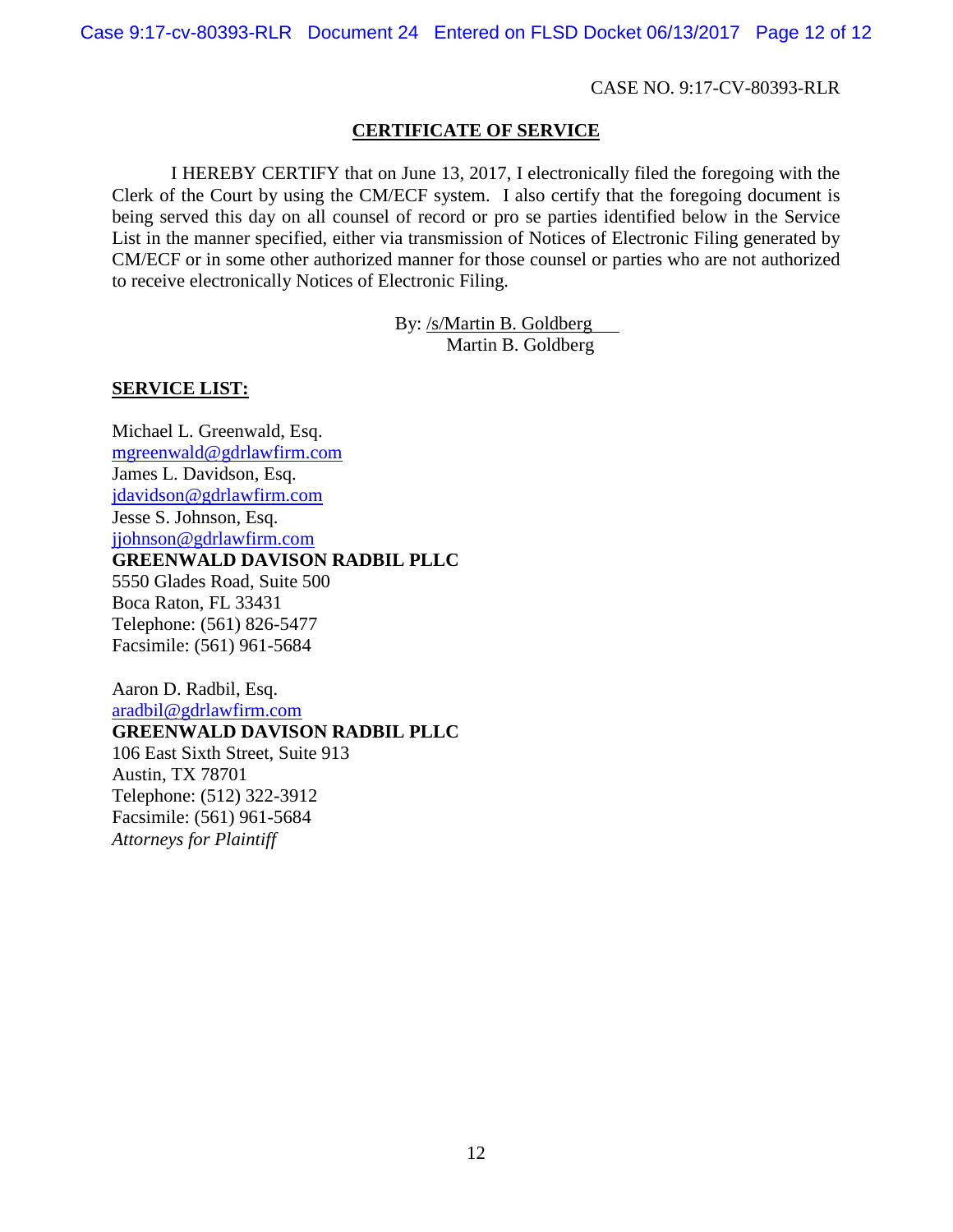CASE NO. 9:17-CV-80393-RLR

## CERTIFICATE OF SERVICE

I HEREBY CERTIFY that on June 13, 2017, I electronically filed the foregoing with the Clerk of the Court by using the CM/ECF system. I also certify that the foregoing document is being served this day on all counsel of record or pro se parties identified below in the Service List in the manner specified, either via transmission of Notices of Electronic Filing generated by CM/ECF or in some other authorized manner for those counsel or parties who are not authorized to receive electronically Notices of Electronic Filing.

By: /s/Martin B. Goldberg
Martin B. Goldberg

**SERVICE LIST:**

Michael L. Greenwald, Esq.
mgreenwald@gdrlawfirm.com
James L. Davidson, Esq.
jdavidson@gdrlawfirm.com
Jesse S. Johnson, Esq.
jjohnson@gdrlawfirm.com
**GREENWALD DAVISON RADBIL PLLC**
5550 Glades Road, Suite 500
Boca Raton, FL 33431
Telephone: (561) 826-5477
Facsimile: (561) 961-5684

Aaron D. Radbil, Esq.
aradbil@gdrlawfirm.com
**GREENWALD DAVISON RADBIL PLLC**
106 East Sixth Street, Suite 913
Austin, TX 78701
Telephone: (512) 322-3912
Facsimile: (561) 961-5684
*Attorneys for Plaintiff*